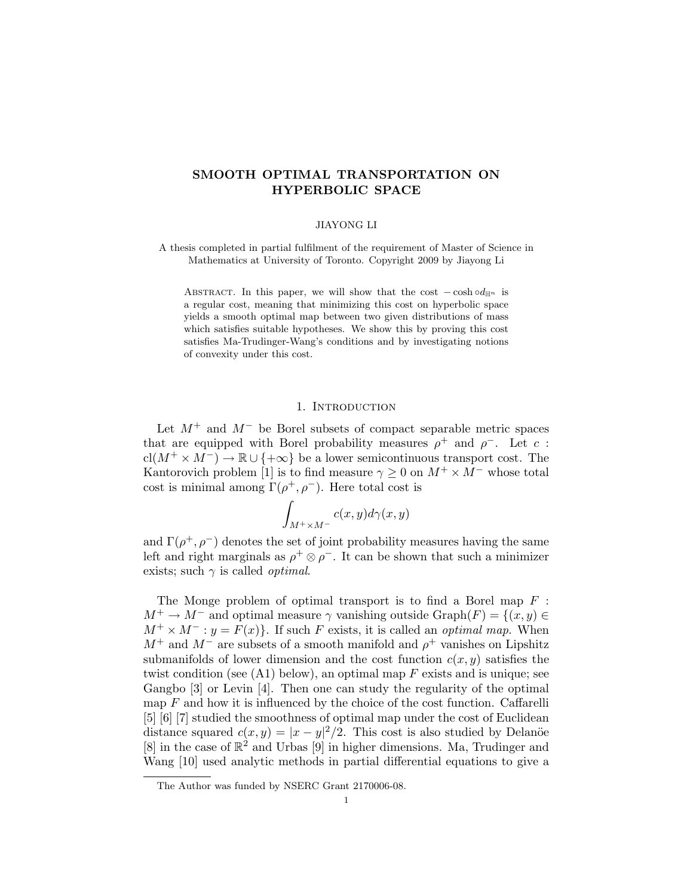# SMOOTH OPTIMAL TRANSPORTATION ON HYPERBOLIC SPACE

JIAYONG LI

A thesis completed in partial fulfilment of the requirement of Master of Science in Mathematics at University of Toronto. Copyright 2009 by Jiayong Li

Abstract. In this paper, we will show that the cost $-\cosh \circ d_{\mathbb{H}^n}$ is a regular cost, meaning that minimizing this cost on hyperbolic space yields a smooth optimal map between two given distributions of mass which satisfies suitable hypotheses. We show this by proving this cost satisfies Ma-Trudinger-Wang's conditions and by investigating notions of convexity under this cost.

## 1. Introduction

Let $M^+$ and $M^-$ be Borel subsets of compact separable metric spaces that are equipped with Borel probability measures $\rho^+$ and $\rho^-$. Let $c : \mathrm{cl}(M^+ \times M^-) \to \mathbb{R} \cup \{+\infty\}$ be a lower semicontinuous transport cost. The Kantorovich problem [1] is to find measure $\gamma \geq 0$ on $M^+ \times M^-$ whose total cost is minimal among $\Gamma(\rho^+, \rho^-)$. Here total cost is

$$\int_{M^+ \times M^-} c(x,y) d\gamma(x,y)$$

and $\Gamma(\rho^+, \rho^-)$ denotes the set of joint probability measures having the same left and right marginals as $\rho^+ \otimes \rho^-$. It can be shown that such a minimizer exists; such $\gamma$ is called *optimal*.

The Monge problem of optimal transport is to find a Borel map $F : M^+ \to M^-$ and optimal measure $\gamma$ vanishing outside $\mathrm{Graph}(F) = \{(x,y) \in M^+ \times M^- : y = F(x)\}$. If such $F$ exists, it is called an *optimal map*. When $M^+$ and $M^-$ are subsets of a smooth manifold and $\rho^+$ vanishes on Lipshitz submanifolds of lower dimension and the cost function $c(x,y)$ satisfies the twist condition (see (A1) below), an optimal map $F$ exists and is unique; see Gangbo [3] or Levin [4]. Then one can study the regularity of the optimal map $F$ and how it is influenced by the choice of the cost function. Caffarelli [5] [6] [7] studied the smoothness of optimal map under the cost of Euclidean distance squared $c(x,y) = |x-y|^2/2$. This cost is also studied by Delanöe [8] in the case of $\mathbb{R}^2$ and Urbas [9] in higher dimensions. Ma, Trudinger and Wang [10] used analytic methods in partial differential equations to give a

The Author was funded by NSERC Grant 2170006-08.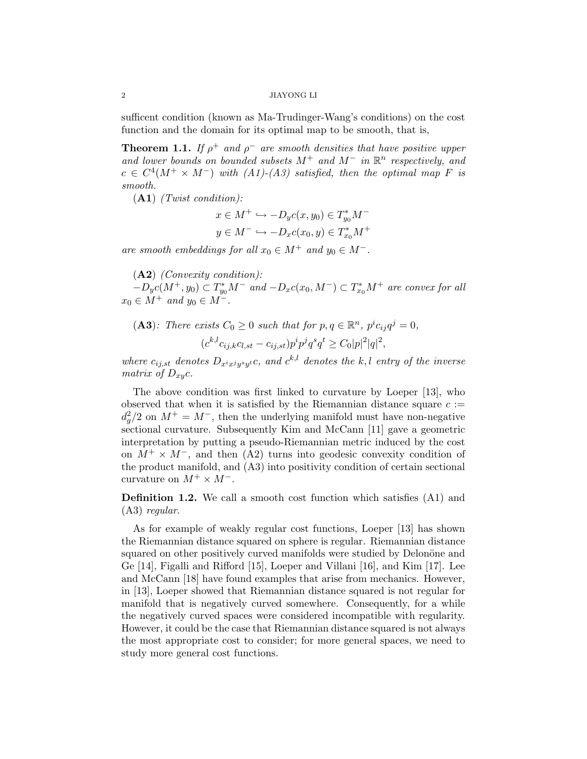sufficent condition (known as Ma-Trudinger-Wang's conditions) on the cost function and the domain for its optimal map to be smooth, that is,

**Theorem 1.1.** *If $\rho^+$ and $\rho^-$ are smooth densities that have positive upper and lower bounds on bounded subsets $M^+$ and $M^-$ in $\mathbb{R}^n$ respectively, and $c \in C^4(M^+ \times M^-)$ with (A1)-(A3) satisfied, then the optimal map $F$ is smooth.*

(**A1**) *(Twist condition):*

$$x \in M^+ \hookrightarrow -D_y c(x, y_0) \in T^*_{y_0} M^-$$
$$y \in M^- \hookrightarrow -D_x c(x_0, y) \in T^*_{x_0} M^+$$

*are smooth embeddings for all $x_0 \in M^+$ and $y_0 \in M^-$.*

(**A2**) *(Convexity condition):*
*$-D_y c(M^+, y_0) \subset T^*_{y_0} M^-$ and $-D_x c(x_0, M^-) \subset T^*_{x_0} M^+$ are convex for all $x_0 \in M^+$ and $y_0 \in M^-$.*

(**A3**)*: There exists $C_0 \geq 0$ such that for $p, q \in \mathbb{R}^n$, $p^i c_{ij} q^j = 0$,*

$$(c^{k,l} c_{ij,k} c_{l,st} - c_{ij,st}) p^i p^j q^s q^t \geq C_0 |p|^2 |q|^2,$$

*where $c_{ij,st}$ denotes $D_{x^i x^j y^s y^t} c$, and $c^{k,l}$ denotes the $k, l$ entry of the inverse matrix of $D_{xy} c$.*

The above condition was first linked to curvature by Loeper [13], who observed that when it is satisfied by the Riemannian distance square $c := d_g^2/2$ on $M^+ = M^-$, then the underlying manifold must have non-negative sectional curvature. Subsequently Kim and McCann [11] gave a geometric interpretation by putting a pseudo-Riemannian metric induced by the cost on $M^+ \times M^-$, and then (A2) turns into geodesic convexity condition of the product manifold, and (A3) into positivity condition of certain sectional curvature on $M^+ \times M^-$.

**Definition 1.2.** We call a smooth cost function which satisfies (A1) and (A3) *regular*.

As for example of weakly regular cost functions, Loeper [13] has shown the Riemannian distance squared on sphere is regular. Riemannian distance squared on other positively curved manifolds were studied by Delonöne and Ge [14], Figalli and Rifford [15], Loeper and Villani [16], and Kim [17]. Lee and McCann [18] have found examples that arise from mechanics. However, in [13], Loeper showed that Riemannian distance squared is not regular for manifold that is negatively curved somewhere. Consequently, for a while the negatively curved spaces were considered incompatible with regularity. However, it could be the case that Riemannian distance squared is not always the most appropriate cost to consider; for more general spaces, we need to study more general cost functions.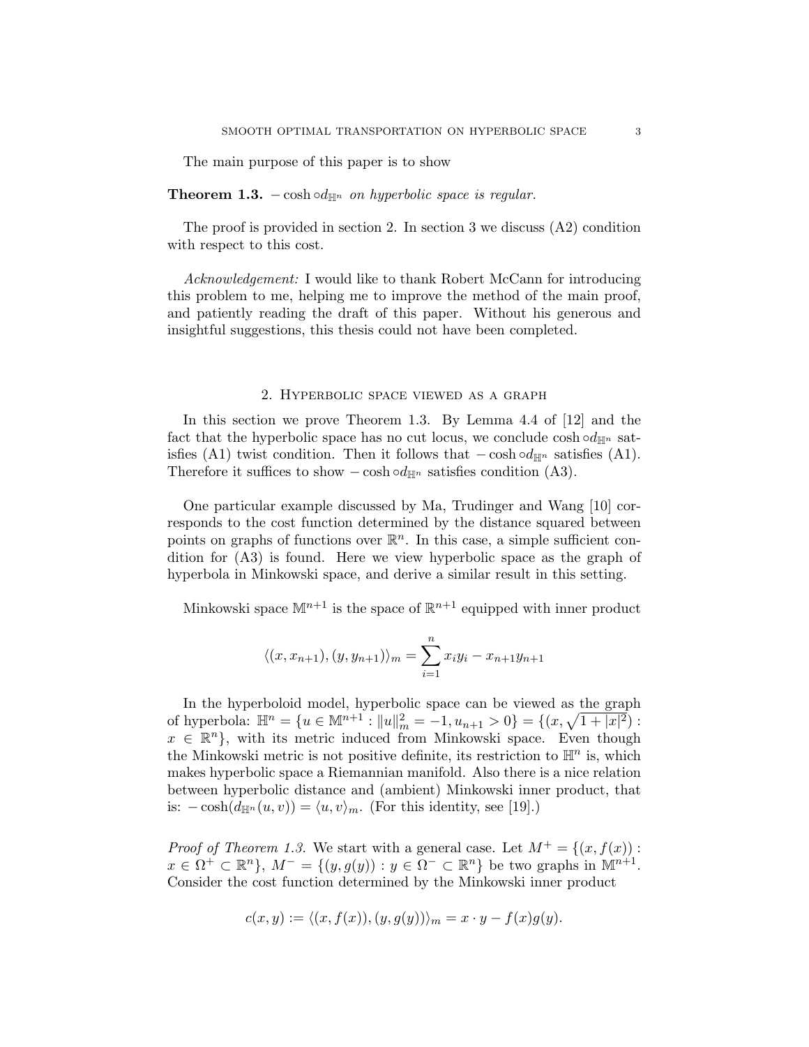The main purpose of this paper is to show

**Theorem 1.3.** *$-\cosh \circ d_{\mathbb{H}^n}$ on hyperbolic space is regular.*

The proof is provided in section 2. In section 3 we discuss (A2) condition with respect to this cost.

*Acknowledgement:* I would like to thank Robert McCann for introducing this problem to me, helping me to improve the method of the main proof, and patiently reading the draft of this paper. Without his generous and insightful suggestions, this thesis could not have been completed.

## 2. Hyperbolic space viewed as a graph

In this section we prove Theorem 1.3. By Lemma 4.4 of [12] and the fact that the hyperbolic space has no cut locus, we conclude $\cosh \circ d_{\mathbb{H}^n}$ satisfies (A1) twist condition. Then it follows that $-\cosh \circ d_{\mathbb{H}^n}$ satisfies (A1). Therefore it suffices to show $-\cosh \circ d_{\mathbb{H}^n}$ satisfies condition (A3).

One particular example discussed by Ma, Trudinger and Wang [10] corresponds to the cost function determined by the distance squared between points on graphs of functions over $\mathbb{R}^n$. In this case, a simple sufficient condition for (A3) is found. Here we view hyperbolic space as the graph of hyperbola in Minkowski space, and derive a similar result in this setting.

Minkowski space $\mathbb{M}^{n+1}$ is the space of $\mathbb{R}^{n+1}$ equipped with inner product

$$\langle (x, x_{n+1}), (y, y_{n+1}) \rangle_m = \sum_{i=1}^{n} x_i y_i - x_{n+1} y_{n+1}$$

In the hyperboloid model, hyperbolic space can be viewed as the graph of hyperbola: $\mathbb{H}^n = \{u \in \mathbb{M}^{n+1} : \|u\|_m^2 = -1, u_{n+1} > 0\} = \{(x, \sqrt{1+|x|^2}) : x \in \mathbb{R}^n\}$, with its metric induced from Minkowski space. Even though the Minkowski metric is not positive definite, its restriction to $\mathbb{H}^n$ is, which makes hyperbolic space a Riemannian manifold. Also there is a nice relation between hyperbolic distance and (ambient) Minkowski inner product, that is: $-\cosh(d_{\mathbb{H}^n}(u, v)) = \langle u, v \rangle_m$. (For this identity, see [19].)

*Proof of Theorem 1.3.* We start with a general case. Let $M^+ = \{(x, f(x)) : x \in \Omega^+ \subset \mathbb{R}^n\}$, $M^- = \{(y, g(y)) : y \in \Omega^- \subset \mathbb{R}^n\}$ be two graphs in $\mathbb{M}^{n+1}$. Consider the cost function determined by the Minkowski inner product

$$c(x, y) := \langle (x, f(x)), (y, g(y)) \rangle_m = x \cdot y - f(x) g(y).$$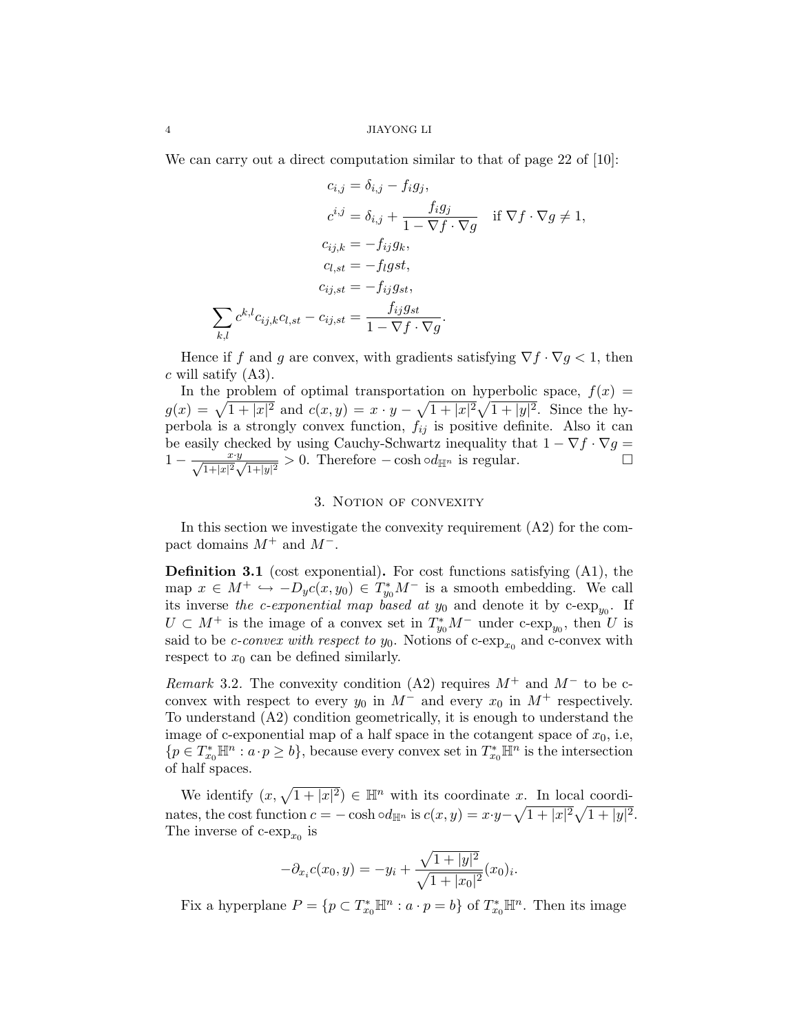We can carry out a direct computation similar to that of page 22 of [10]:

$$
\begin{aligned}
c_{i,j} &= \delta_{i,j} - f_i g_j, \\
c^{i,j} &= \delta_{i,j} + \frac{f_i g_j}{1 - \nabla f \cdot \nabla g} \quad \text{if } \nabla f \cdot \nabla g \neq 1, \\
c_{ij,k} &= -f_{ij} g_k, \\
c_{l,st} &= -f_l g st, \\
c_{ij,st} &= -f_{ij} g_{st}, \\
\sum_{k,l} c^{k,l} c_{ij,k} c_{l,st} - c_{ij,st} &= \frac{f_{ij} g_{st}}{1 - \nabla f \cdot \nabla g}.
\end{aligned}
$$

Hence if $f$ and $g$ are convex, with gradients satisfying $\nabla f \cdot \nabla g < 1$, then $c$ will satify (A3).

In the problem of optimal transportation on hyperbolic space, $f(x) = g(x) = \sqrt{1+|x|^2}$ and $c(x,y) = x \cdot y - \sqrt{1+|x|^2}\sqrt{1+|y|^2}$. Since the hyperbola is a strongly convex function, $f_{ij}$ is positive definite. Also it can be easily checked by using Cauchy-Schwartz inequality that $1 - \nabla f \cdot \nabla g = 1 - \frac{x \cdot y}{\sqrt{1+|x|^2}\sqrt{1+|y|^2}} > 0$. Therefore $-\cosh \circ d_{\mathbb{H}^n}$ is regular. $\square$

## 3. Notion of convexity

In this section we investigate the convexity requirement (A2) for the compact domains $M^+$ and $M^-$.

**Definition 3.1** (cost exponential)**.** For cost functions satisfying (A1), the map $x \in M^+ \hookrightarrow -D_y c(x, y_0) \in T^*_{y_0} M^-$ is a smooth embedding. We call its inverse *the c-exponential map based at* $y_0$ and denote it by c-$\exp_{y_0}$. If $U \subset M^+$ is the image of a convex set in $T^*_{y_0} M^-$ under c-$\exp_{y_0}$, then $U$ is said to be *c-convex with respect to* $y_0$. Notions of c-$\exp_{x_0}$ and c-convex with respect to $x_0$ can be defined similarly.

*Remark* 3.2. The convexity condition (A2) requires $M^+$ and $M^-$ to be c-convex with respect to every $y_0$ in $M^-$ and every $x_0$ in $M^+$ respectively. To understand (A2) condition geometrically, it is enough to understand the image of c-exponential map of a half space in the cotangent space of $x_0$, i.e, $\{p \in T^*_{x_0}\mathbb{H}^n : a \cdot p \geq b\}$, because every convex set in $T^*_{x_0}\mathbb{H}^n$ is the intersection of half spaces.

We identify $(x, \sqrt{1+|x|^2}) \in \mathbb{H}^n$ with its coordinate $x$. In local coordinates, the cost function $c = -\cosh \circ d_{\mathbb{H}^n}$ is $c(x,y) = x \cdot y - \sqrt{1+|x|^2}\sqrt{1+|y|^2}$. The inverse of c-$\exp_{x_0}$ is

$$
-\partial_{x_i} c(x_0, y) = -y_i + \frac{\sqrt{1+|y|^2}}{\sqrt{1+|x_0|^2}} (x_0)_i.
$$

Fix a hyperplane $P = \{p \subset T^*_{x_0}\mathbb{H}^n : a \cdot p = b\}$ of $T^*_{x_0}\mathbb{H}^n$. Then its image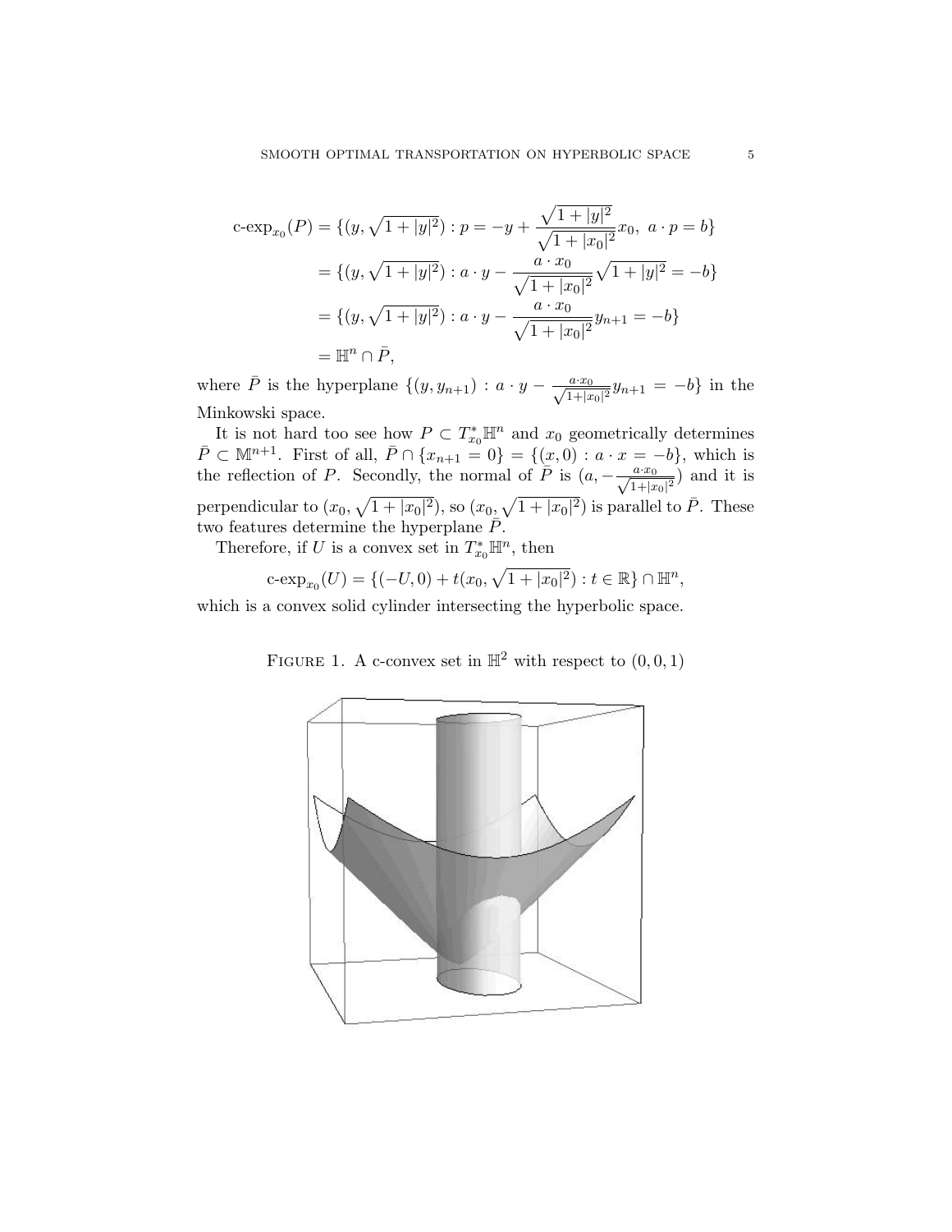$$
\begin{aligned}
\text{c-exp}_{x_0}(P) &= \{(y, \sqrt{1+|y|^2}) : p = -y + \frac{\sqrt{1+|y|^2}}{\sqrt{1+|x_0|^2}} x_0,\ a \cdot p = b\} \\
&= \{(y, \sqrt{1+|y|^2}) : a \cdot y - \frac{a \cdot x_0}{\sqrt{1+|x_0|^2}} \sqrt{1+|y|^2} = -b\} \\
&= \{(y, \sqrt{1+|y|^2}) : a \cdot y - \frac{a \cdot x_0}{\sqrt{1+|x_0|^2}} y_{n+1} = -b\} \\
&= \mathbb{H}^n \cap \bar{P},
\end{aligned}
$$

where $\bar{P}$ is the hyperplane $\{(y, y_{n+1}) : a \cdot y - \frac{a \cdot x_0}{\sqrt{1+|x_0|^2}} y_{n+1} = -b\}$ in the Minkowski space.

It is not hard too see how $P \subset T^*_{x_0}\mathbb{H}^n$ and $x_0$ geometrically determines $\bar{P} \subset \mathbb{M}^{n+1}$. First of all, $\bar{P} \cap \{x_{n+1} = 0\} = \{(x, 0) : a \cdot x = -b\}$, which is the reflection of $P$. Secondly, the normal of $\bar{P}$ is $(a, -\frac{a \cdot x_0}{\sqrt{1+|x_0|^2}})$ and it is perpendicular to $(x_0, \sqrt{1+|x_0|^2})$, so $(x_0, \sqrt{1+|x_0|^2})$ is parallel to $\bar{P}$. These two features determine the hyperplane $\bar{P}$.

Therefore, if $U$ is a convex set in $T^*_{x_0}\mathbb{H}^n$, then

$$
\text{c-exp}_{x_0}(U) = \{(-U, 0) + t(x_0, \sqrt{1+|x_0|^2}) : t \in \mathbb{R}\} \cap \mathbb{H}^n,
$$

which is a convex solid cylinder intersecting the hyperbolic space.

Figure 1. A c-convex set in $\mathbb{H}^2$ with respect to $(0, 0, 1)$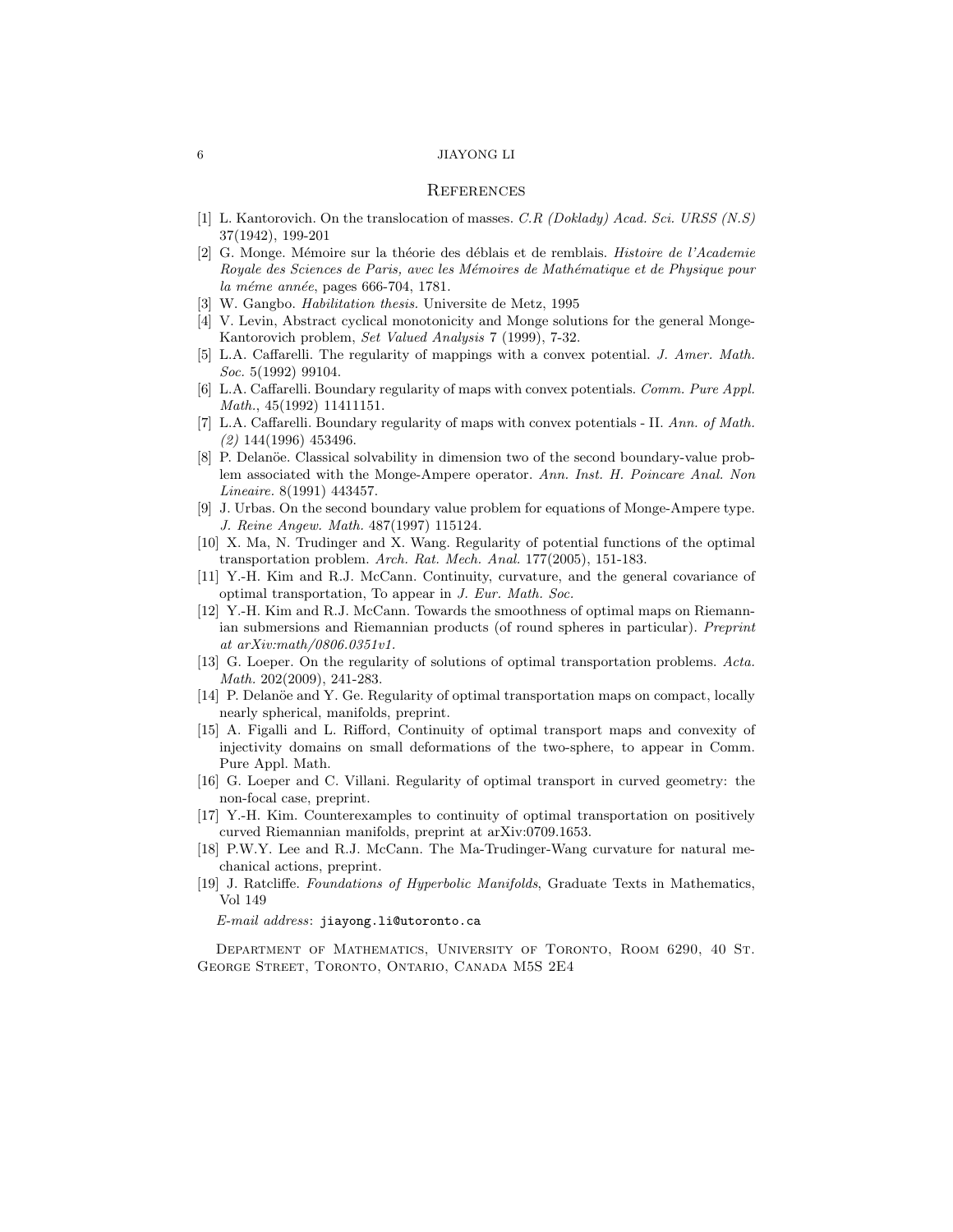## References

[1] L. Kantorovich. On the translocation of masses. *C.R (Doklady) Acad. Sci. URSS (N.S)* 37(1942), 199-201

[2] G. Monge. Mémoire sur la théorie des déblais et de remblais. *Histoire de l'Academie Royale des Sciences de Paris, avec les Mémoires de Mathématique et de Physique pour la méme année*, pages 666-704, 1781.

[3] W. Gangbo. *Habilitation thesis*. Universite de Metz, 1995

[4] V. Levin, Abstract cyclical monotonicity and Monge solutions for the general Monge-Kantorovich problem, *Set Valued Analysis* 7 (1999), 7-32.

[5] L.A. Caffarelli. The regularity of mappings with a convex potential. *J. Amer. Math. Soc.* 5(1992) 99104.

[6] L.A. Caffarelli. Boundary regularity of maps with convex potentials. *Comm. Pure Appl. Math.*, 45(1992) 11411151.

[7] L.A. Caffarelli. Boundary regularity of maps with convex potentials - II. *Ann. of Math. (2)* 144(1996) 453496.

[8] P. Delanöe. Classical solvability in dimension two of the second boundary-value problem associated with the Monge-Ampere operator. *Ann. Inst. H. Poincare Anal. Non Lineaire.* 8(1991) 443457.

[9] J. Urbas. On the second boundary value problem for equations of Monge-Ampere type. *J. Reine Angew. Math.* 487(1997) 115124.

[10] X. Ma, N. Trudinger and X. Wang. Regularity of potential functions of the optimal transportation problem. *Arch. Rat. Mech. Anal.* 177(2005), 151-183.

[11] Y.-H. Kim and R.J. McCann. Continuity, curvature, and the general covariance of optimal transportation, To appear in *J. Eur. Math. Soc.*

[12] Y.-H. Kim and R.J. McCann. Towards the smoothness of optimal maps on Riemannian submersions and Riemannian products (of round spheres in particular). *Preprint at arXiv:math/0806.0351v1.*

[13] G. Loeper. On the regularity of solutions of optimal transportation problems. *Acta. Math.* 202(2009), 241-283.

[14] P. Delanöe and Y. Ge. Regularity of optimal transportation maps on compact, locally nearly spherical, manifolds, preprint.

[15] A. Figalli and L. Rifford, Continuity of optimal transport maps and convexity of injectivity domains on small deformations of the two-sphere, to appear in Comm. Pure Appl. Math.

[16] G. Loeper and C. Villani. Regularity of optimal transport in curved geometry: the non-focal case, preprint.

[17] Y.-H. Kim. Counterexamples to continuity of optimal transportation on positively curved Riemannian manifolds, preprint at arXiv:0709.1653.

[18] P.W.Y. Lee and R.J. McCann. The Ma-Trudinger-Wang curvature for natural mechanical actions, preprint.

[19] J. Ratcliffe. *Foundations of Hyperbolic Manifolds*, Graduate Texts in Mathematics, Vol 149

*E-mail address*: jiayong.li@utoronto.ca

Department of Mathematics, University of Toronto, Room 6290, 40 St. George Street, Toronto, Ontario, Canada M5S 2E4